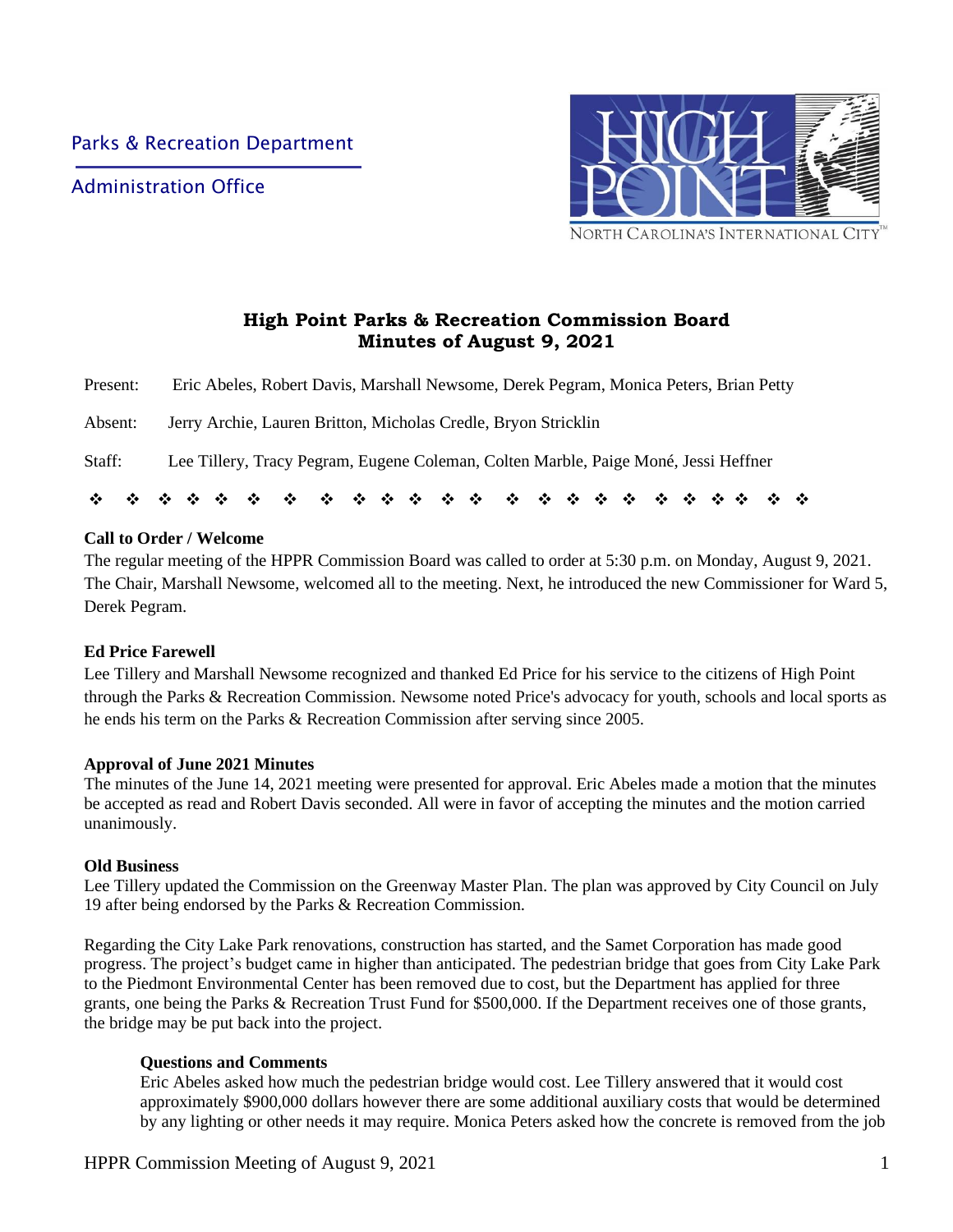Parks & Recreation Department

Administration Office

# High Point Parks & Recreation Commission Board
## Minutes of August 9, 2021

Present: Eric Abeles, Robert Davis, Marshall Newsome, Derek Pegram, Monica Peters, Brian Petty

Absent: Jerry Archie, Lauren Britton, Micholas Credle, Bryon Stricklin

Staff: Lee Tillery, Tracy Pegram, Eugene Coleman, Colten Marble, Paige Moné, Jessi Heffner

❖ ❖ ❖ ❖ ❖ ❖ ❖ ❖ ❖ ❖ ❖ ❖ ❖ ❖ ❖ ❖ ❖ ❖ ❖ ❖ ❖ ❖ ❖ ❖ ❖

**Call to Order / Welcome**

The regular meeting of the HPPR Commission Board was called to order at 5:30 p.m. on Monday, August 9, 2021. The Chair, Marshall Newsome, welcomed all to the meeting. Next, he introduced the new Commissioner for Ward 5, Derek Pegram.

**Ed Price Farewell**

Lee Tillery and Marshall Newsome recognized and thanked Ed Price for his service to the citizens of High Point through the Parks & Recreation Commission. Newsome noted Price's advocacy for youth, schools and local sports as he ends his term on the Parks & Recreation Commission after serving since 2005.

**Approval of June 2021 Minutes**

The minutes of the June 14, 2021 meeting were presented for approval. Eric Abeles made a motion that the minutes be accepted as read and Robert Davis seconded. All were in favor of accepting the minutes and the motion carried unanimously.

**Old Business**

Lee Tillery updated the Commission on the Greenway Master Plan. The plan was approved by City Council on July 19 after being endorsed by the Parks & Recreation Commission.

Regarding the City Lake Park renovations, construction has started, and the Samet Corporation has made good progress. The project's budget came in higher than anticipated. The pedestrian bridge that goes from City Lake Park to the Piedmont Environmental Center has been removed due to cost, but the Department has applied for three grants, one being the Parks & Recreation Trust Fund for $500,000. If the Department receives one of those grants, the bridge may be put back into the project.

**Questions and Comments**

Eric Abeles asked how much the pedestrian bridge would cost. Lee Tillery answered that it would cost approximately $900,000 dollars however there are some additional auxiliary costs that would be determined by any lighting or other needs it may require. Monica Peters asked how the concrete is removed from the job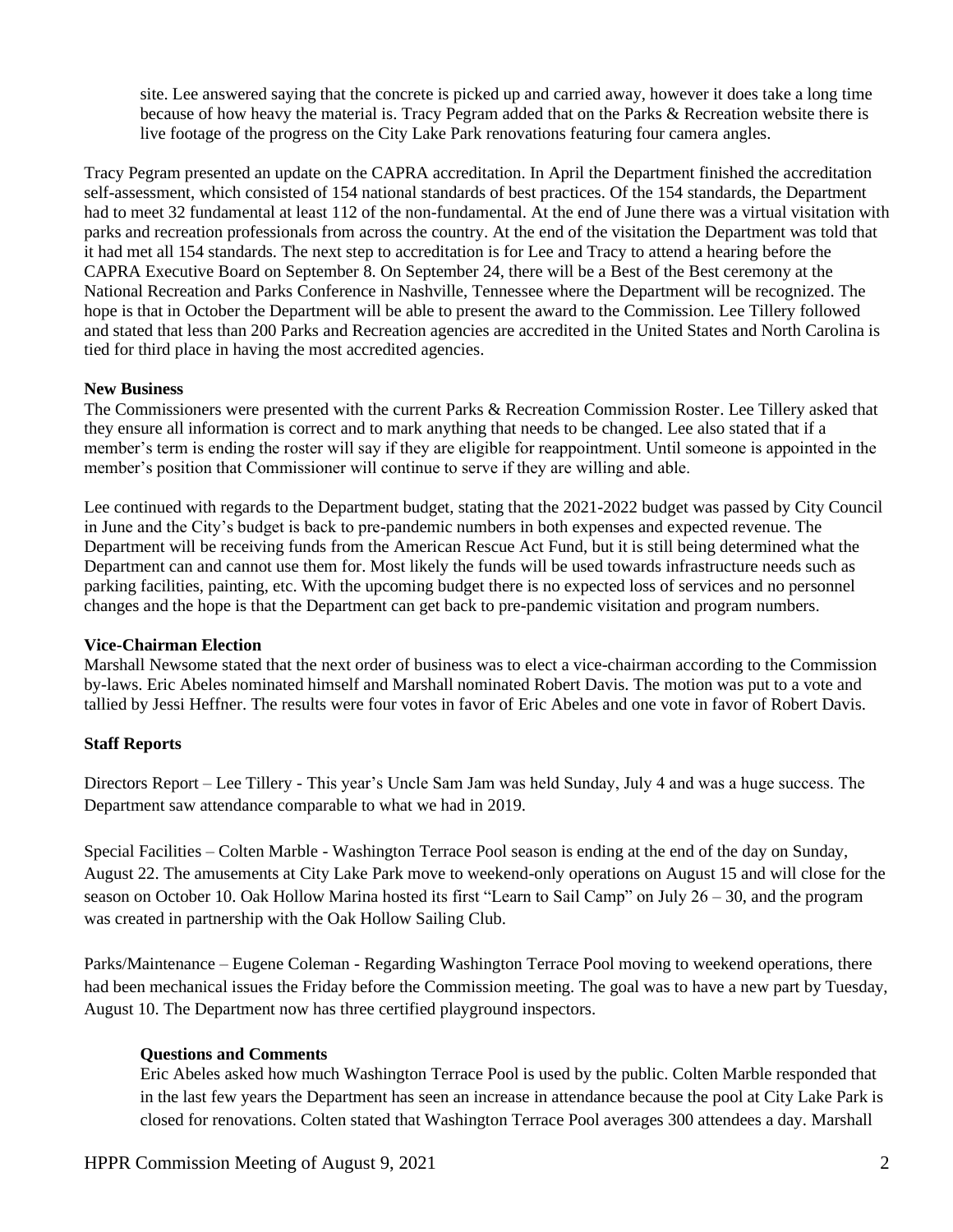site. Lee answered saying that the concrete is picked up and carried away, however it does take a long time because of how heavy the material is. Tracy Pegram added that on the Parks & Recreation website there is live footage of the progress on the City Lake Park renovations featuring four camera angles.

Tracy Pegram presented an update on the CAPRA accreditation. In April the Department finished the accreditation self-assessment, which consisted of 154 national standards of best practices. Of the 154 standards, the Department had to meet 32 fundamental at least 112 of the non-fundamental. At the end of June there was a virtual visitation with parks and recreation professionals from across the country. At the end of the visitation the Department was told that it had met all 154 standards. The next step to accreditation is for Lee and Tracy to attend a hearing before the CAPRA Executive Board on September 8. On September 24, there will be a Best of the Best ceremony at the National Recreation and Parks Conference in Nashville, Tennessee where the Department will be recognized. The hope is that in October the Department will be able to present the award to the Commission. Lee Tillery followed and stated that less than 200 Parks and Recreation agencies are accredited in the United States and North Carolina is tied for third place in having the most accredited agencies.

**New Business**

The Commissioners were presented with the current Parks & Recreation Commission Roster. Lee Tillery asked that they ensure all information is correct and to mark anything that needs to be changed. Lee also stated that if a member's term is ending the roster will say if they are eligible for reappointment. Until someone is appointed in the member's position that Commissioner will continue to serve if they are willing and able.

Lee continued with regards to the Department budget, stating that the 2021-2022 budget was passed by City Council in June and the City's budget is back to pre-pandemic numbers in both expenses and expected revenue. The Department will be receiving funds from the American Rescue Act Fund, but it is still being determined what the Department can and cannot use them for. Most likely the funds will be used towards infrastructure needs such as parking facilities, painting, etc. With the upcoming budget there is no expected loss of services and no personnel changes and the hope is that the Department can get back to pre-pandemic visitation and program numbers.

**Vice-Chairman Election**

Marshall Newsome stated that the next order of business was to elect a vice-chairman according to the Commission by-laws. Eric Abeles nominated himself and Marshall nominated Robert Davis. The motion was put to a vote and tallied by Jessi Heffner. The results were four votes in favor of Eric Abeles and one vote in favor of Robert Davis.

**Staff Reports**

Directors Report – Lee Tillery - This year's Uncle Sam Jam was held Sunday, July 4 and was a huge success. The Department saw attendance comparable to what we had in 2019.

Special Facilities – Colten Marble - Washington Terrace Pool season is ending at the end of the day on Sunday, August 22. The amusements at City Lake Park move to weekend-only operations on August 15 and will close for the season on October 10. Oak Hollow Marina hosted its first "Learn to Sail Camp" on July 26 – 30, and the program was created in partnership with the Oak Hollow Sailing Club.

Parks/Maintenance – Eugene Coleman - Regarding Washington Terrace Pool moving to weekend operations, there had been mechanical issues the Friday before the Commission meeting. The goal was to have a new part by Tuesday, August 10. The Department now has three certified playground inspectors.

**Questions and Comments**

Eric Abeles asked how much Washington Terrace Pool is used by the public. Colten Marble responded that in the last few years the Department has seen an increase in attendance because the pool at City Lake Park is closed for renovations. Colten stated that Washington Terrace Pool averages 300 attendees a day. Marshall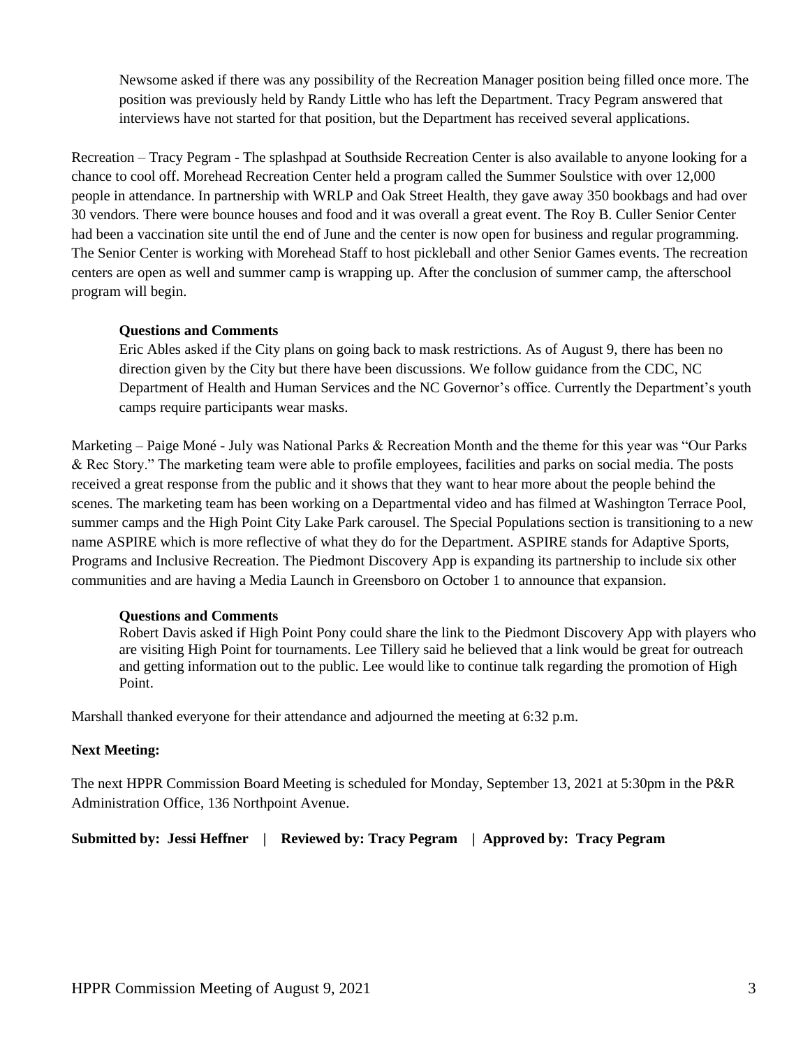Newsome asked if there was any possibility of the Recreation Manager position being filled once more. The position was previously held by Randy Little who has left the Department. Tracy Pegram answered that interviews have not started for that position, but the Department has received several applications.

Recreation – Tracy Pegram - The splashpad at Southside Recreation Center is also available to anyone looking for a chance to cool off. Morehead Recreation Center held a program called the Summer Soulstice with over 12,000 people in attendance. In partnership with WRLP and Oak Street Health, they gave away 350 bookbags and had over 30 vendors. There were bounce houses and food and it was overall a great event. The Roy B. Culler Senior Center had been a vaccination site until the end of June and the center is now open for business and regular programming. The Senior Center is working with Morehead Staff to host pickleball and other Senior Games events. The recreation centers are open as well and summer camp is wrapping up. After the conclusion of summer camp, the afterschool program will begin.

**Questions and Comments**

Eric Ables asked if the City plans on going back to mask restrictions. As of August 9, there has been no direction given by the City but there have been discussions. We follow guidance from the CDC, NC Department of Health and Human Services and the NC Governor's office. Currently the Department's youth camps require participants wear masks.

Marketing – Paige Moné - July was National Parks & Recreation Month and the theme for this year was "Our Parks & Rec Story." The marketing team were able to profile employees, facilities and parks on social media. The posts received a great response from the public and it shows that they want to hear more about the people behind the scenes. The marketing team has been working on a Departmental video and has filmed at Washington Terrace Pool, summer camps and the High Point City Lake Park carousel. The Special Populations section is transitioning to a new name ASPIRE which is more reflective of what they do for the Department. ASPIRE stands for Adaptive Sports, Programs and Inclusive Recreation. The Piedmont Discovery App is expanding its partnership to include six other communities and are having a Media Launch in Greensboro on October 1 to announce that expansion.

**Questions and Comments**

Robert Davis asked if High Point Pony could share the link to the Piedmont Discovery App with players who are visiting High Point for tournaments. Lee Tillery said he believed that a link would be great for outreach and getting information out to the public. Lee would like to continue talk regarding the promotion of High Point.

Marshall thanked everyone for their attendance and adjourned the meeting at 6:32 p.m.

**Next Meeting:**

The next HPPR Commission Board Meeting is scheduled for Monday, September 13, 2021 at 5:30pm in the P&R Administration Office, 136 Northpoint Avenue.

**Submitted by: Jessi Heffner | Reviewed by: Tracy Pegram | Approved by: Tracy Pegram**